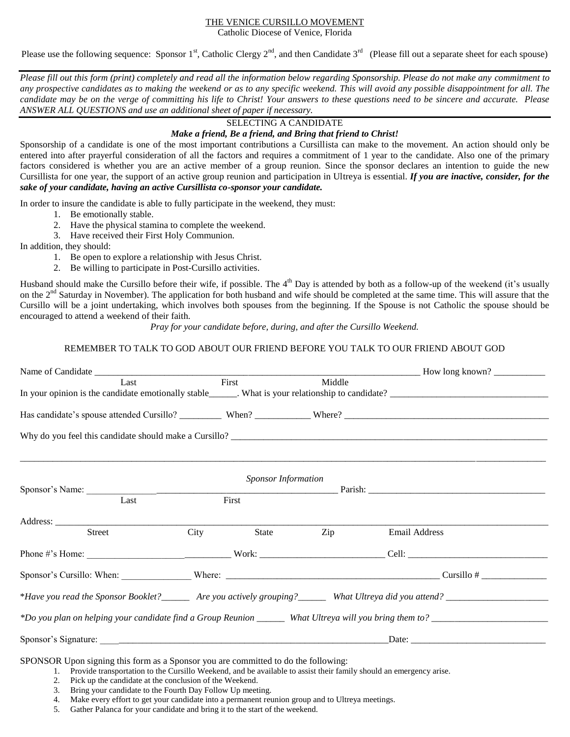# THE VENICE CURSILLO MOVEMENT

Catholic Diocese of Venice, Florida

Please use the following sequence: Sponsor 1st, Catholic Clergy 2nd, and then Candidate 3rd (Please fill out a separate sheet for each spouse)

---

*Please fill out this form (print) completely and read all the information below regarding Sponsorship. Please do not make any commitment to any prospective candidates as to making the weekend or as to any specific weekend. This will avoid any possible disappointment for all. The candidate may be on the verge of committing his life to Christ! Your answers to these questions need to be sincere and accurate. Please ANSWER ALL QUESTIONS and use an additional sheet of paper if necessary.*

---

## SELECTING A CANDIDATE

***Make a friend, Be a friend, and Bring that friend to Christ!***

Sponsorship of a candidate is one of the most important contributions a Cursillista can make to the movement. An action should only be entered into after prayerful consideration of all the factors and requires a commitment of 1 year to the candidate. Also one of the primary factors considered is whether you are an active member of a group reunion. Since the sponsor declares an intention to guide the new Cursillista for one year, the support of an active group reunion and participation in Ultreya is essential. ***If you are inactive, consider, for the sake of your candidate, having an active Cursillista co-sponsor your candidate.***

In order to insure the candidate is able to fully participate in the weekend, they must:

1. Be emotionally stable.
2. Have the physical stamina to complete the weekend.
3. Have received their First Holy Communion.

In addition, they should:

1. Be open to explore a relationship with Jesus Christ.
2. Be willing to participate in Post-Cursillo activities.

Husband should make the Cursillo before their wife, if possible. The 4th Day is attended by both as a follow-up of the weekend (it's usually on the 2nd Saturday in November). The application for both husband and wife should be completed at the same time. This will assure that the Cursillo will be a joint undertaking, which involves both spouses from the beginning. If the Spouse is not Catholic the spouse should be encouraged to attend a weekend of their faith.

*Pray for your candidate before, during, and after the Cursillo Weekend.*

REMEMBER TO TALK TO GOD ABOUT OUR FRIEND BEFORE YOU TALK TO OUR FRIEND ABOUT GOD

Name of Candidate ______________________________________________ How long known? ___________
Last First Middle

In your opinion is the candidate emotionally stable______. What is your relationship to candidate? __________________________________

Has candidate's spouse attended Cursillo? _________ When? ____________ Where? ____________________________________________

Why do you feel this candidate should make a Cursillo? ________________________________________________________________________

____________________________________________________________________________________________________________

*Sponsor Information*

Sponsor's Name: _______________________________________________________ Parish: ______________________________________
Last First

Address: ______________________________________________________________________________________________________
Street City State Zip Email Address

Phone #'s Home: ______________________________ Work: __________________________ Cell: ______________________________

Sponsor's Cursillo: When: _______________ Where: _______________________________________________ Cursillo # ______________

\**Have you read the Sponsor Booklet?*______ *Are you actively grouping?*______ *What Ultreya did you attend?* ______________________

\**Do you plan on helping your candidate find a Group Reunion* ______ *What Ultreya will you bring them to?* _________________________

Sponsor's Signature: ______________________________________________________________Date: _____________________________

SPONSOR Upon signing this form as a Sponsor you are committed to do the following:

1. Provide transportation to the Cursillo Weekend, and be available to assist their family should an emergency arise.
2. Pick up the candidate at the conclusion of the Weekend.
3. Bring your candidate to the Fourth Day Follow Up meeting.
4. Make every effort to get your candidate into a permanent reunion group and to Ultreya meetings.
5. Gather Palanca for your candidate and bring it to the start of the weekend.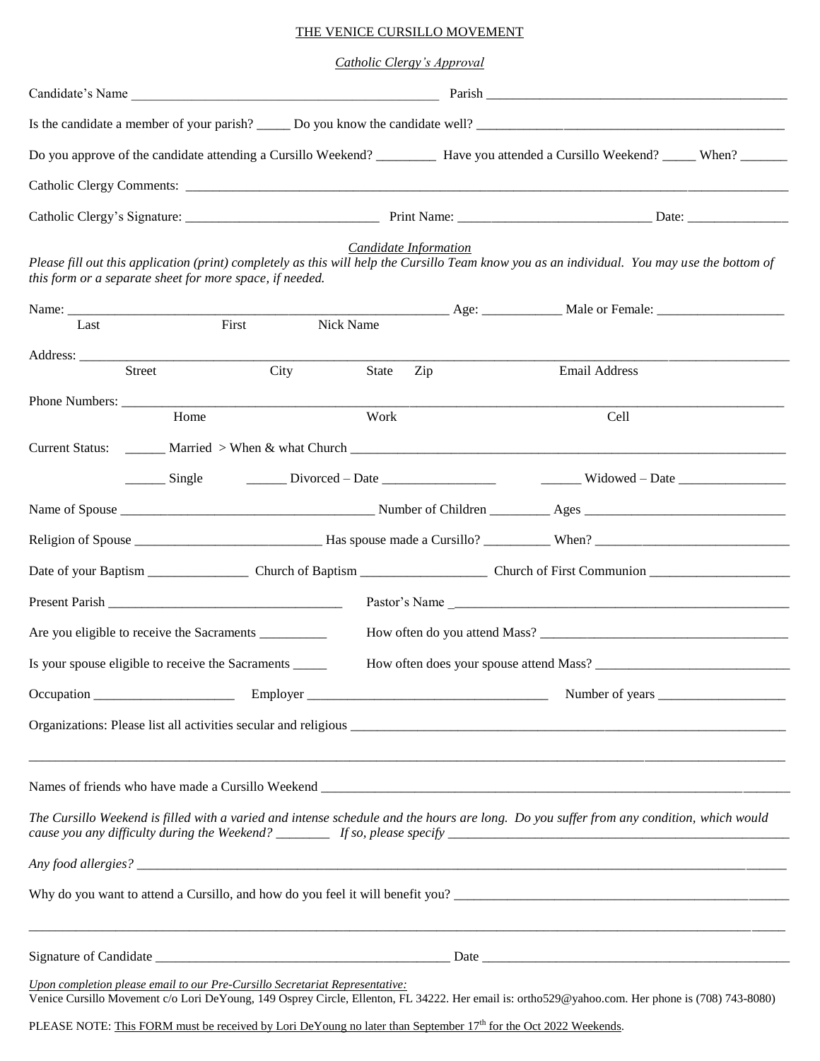THE VENICE CURSILLO MOVEMENT

*Catholic Clergy's Approval*

Candidate's Name ______________________________________________ Parish ______________________________________________

Is the candidate a member of your parish? _____ Do you know the candidate well? ______________________________________________

Do you approve of the candidate attending a Cursillo Weekend? _________ Have you attended a Cursillo Weekend? _____ When? _______

Catholic Clergy Comments: ____________________________________________________________________________________________

Catholic Clergy's Signature: _____________________________ Print Name: _____________________________ Date: _______________

*Candidate Information*

*Please fill out this application (print) completely as this will help the Cursillo Team know you as an individual. You may use the bottom of this form or a separate sheet for more space, if needed.*

Name: __________________________________________________________ Age: ____________ Male or Female: ___________________
Last First Nick Name

Address: ______________________________________________________________________________________________________
Street City State Zip Email Address

Phone Numbers: _________________________________________________________________________________________________
Home Work Cell

Current Status: ______ Married > When & what Church ____________________________________________________________________

______ Single ______ Divorced – Date _________________ ______ Widowed – Date ________________

Name of Spouse ______________________________________ Number of Children _________ Ages ______________________________

Religion of Spouse ____________________________ Has spouse made a Cursillo? __________ When? _____________________________

Date of your Baptism _______________ Church of Baptism ___________________ Church of First Communion _____________________

Present Parish ___________________________________ Pastor's Name _____________________________________________________

Are you eligible to receive the Sacraments __________ How often do you attend Mass? ____________________________________

Is your spouse eligible to receive the Sacraments _____ How often does your spouse attend Mass? _____________________________

Occupation _____________________ Employer ___________________________________ Number of years ___________________

Organizations: Please list all activities secular and religious _____________________________________________________________________

________________________________________________________________________________________________________________

Names of friends who have made a Cursillo Weekend _____________________________________________________________________

*The Cursillo Weekend is filled with a varied and intense schedule and the hours are long. Do you suffer from any condition, which would cause you any difficulty during the Weekend? ________ If so, please specify* ____________________________________________________

*Any food allergies?* __________________________________________________________________________________________________

Why do you want to attend a Cursillo, and how do you feel it will benefit you? ____________________________________________________

________________________________________________________________________________________________________________

Signature of Candidate ___________________________________________ Date ________________________________________________

*Upon completion please email to our Pre-Cursillo Secretariat Representative:*
Venice Cursillo Movement c/o Lori DeYoung, 149 Osprey Circle, Ellenton, FL 34222. Her email is: ortho529@yahoo.com. Her phone is (708) 743-8080)

PLEASE NOTE: This FORM must be received by Lori DeYoung no later than September 17th for the Oct 2022 Weekends.